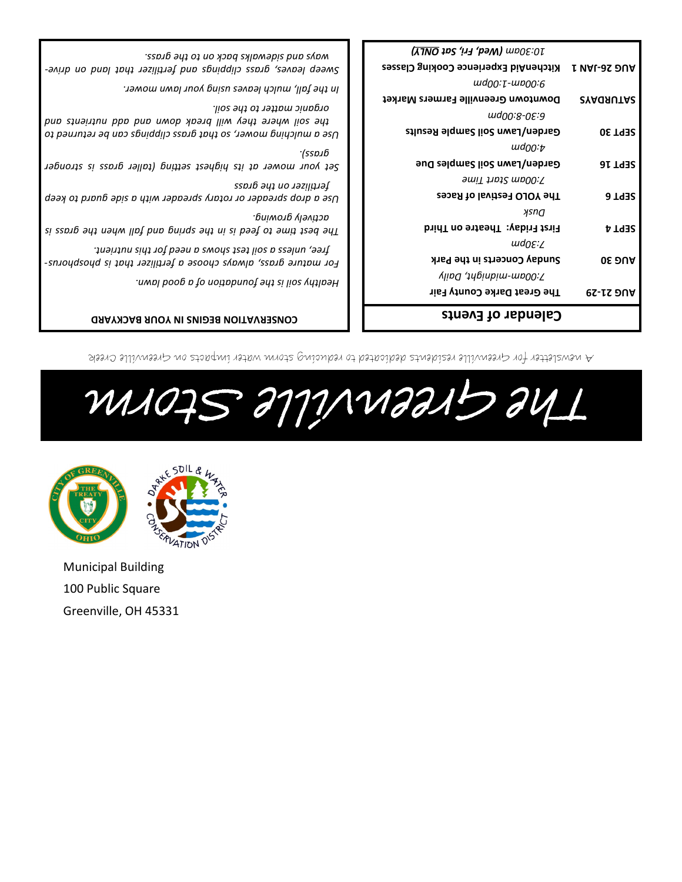# The Greenville Storm

*A newsletter for Greenville residents dedicated to reducing storm water impacts on Greenville Creek*

## Calendar of Events

| | |
|---|---|
| **AUG 21-29** | **The Great Darke County Fair** *7:00am-midnight, Daily* |
| **AUG 30** | **Sunday Concerts in the Park** *7:30pm* |
| **SEPT 4** | **First Friday: Theatre on Third** *Dusk* |
| **SEPT 6** | **The YOLO Festival of Races** *7:00am Start Time* |
| **SEPT 16** | **Garden/Lawn Soil Samples Due** *4:00pm* |
| **SEPT 30** | **Garden/Lawn Soil Sample Results** *6:30-8:00pm* |
| **SATURDAYS** | **Downtown Greenville Farmers Market** *9:00am-1:00pm* |
| **AUG 26-JAN 1** | **KitchenAid Experience Cooking Classes** *10:30am (Wed, Fri, Sat ONLY)* |

## CONSERVATION BEGINS IN YOUR BACKYARD

*Healthy soil is the foundation of a good lawn.*

*For mature grass, always choose a fertilizer that is phosphorus-free, unless a soil test shows a need for this nutrient.*

*The best time to feed is in the spring and fall when the grass is actively growing.*

*Use a drop spreader or rotary spreader with a side guard to keep fertilizer on the grass*

*Set your mower at its highest setting (taller grass is stronger grass).*

*Use a mulching mower, so that grass clippings can be returned to the soil where they will break down and add nutrients and organic matter to the soil.*

*In the fall, mulch leaves using your lawn mower.*

*Sweep leaves, grass clippings and fertilizer that land on driveways and sidewalks back on to the grass.*

Municipal Building
100 Public Square
Greenville, OH 45331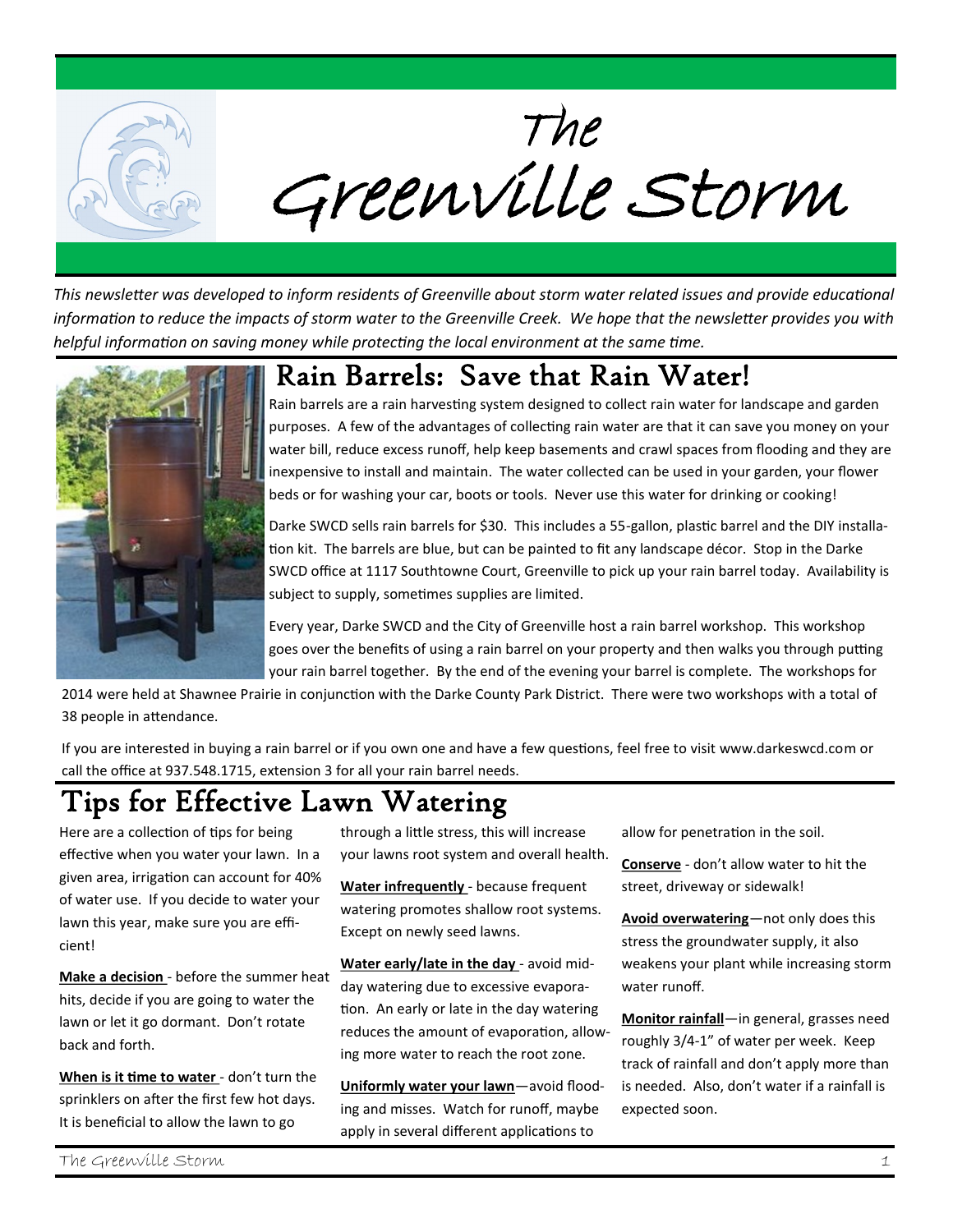# The Greenville Storm

*This newsletter was developed to inform residents of Greenville about storm water related issues and provide educational information to reduce the impacts of storm water to the Greenville Creek. We hope that the newsletter provides you with helpful information on saving money while protecting the local environment at the same time.*

## Rain Barrels: Save that Rain Water!

Rain barrels are a rain harvesting system designed to collect rain water for landscape and garden purposes. A few of the advantages of collecting rain water are that it can save you money on your water bill, reduce excess runoff, help keep basements and crawl spaces from flooding and they are inexpensive to install and maintain. The water collected can be used in your garden, your flower beds or for washing your car, boots or tools. Never use this water for drinking or cooking!

Darke SWCD sells rain barrels for $30. This includes a 55-gallon, plastic barrel and the DIY installation kit. The barrels are blue, but can be painted to fit any landscape décor. Stop in the Darke SWCD office at 1117 Southtowne Court, Greenville to pick up your rain barrel today. Availability is subject to supply, sometimes supplies are limited.

Every year, Darke SWCD and the City of Greenville host a rain barrel workshop. This workshop goes over the benefits of using a rain barrel on your property and then walks you through putting your rain barrel together. By the end of the evening your barrel is complete. The workshops for 2014 were held at Shawnee Prairie in conjunction with the Darke County Park District. There were two workshops with a total of 38 people in attendance.

If you are interested in buying a rain barrel or if you own one and have a few questions, feel free to visit www.darkeswcd.com or call the office at 937.548.1715, extension 3 for all your rain barrel needs.

## Tips for Effective Lawn Watering

Here are a collection of tips for being effective when you water your lawn. In a given area, irrigation can account for 40% of water use. If you decide to water your lawn this year, make sure you are efficient!

**Make a decision** - before the summer heat hits, decide if you are going to water the lawn or let it go dormant. Don't rotate back and forth.

**When is it time to water** - don't turn the sprinklers on after the first few hot days. It is beneficial to allow the lawn to go through a little stress, this will increase your lawns root system and overall health.

**Water infrequently** - because frequent watering promotes shallow root systems. Except on newly seed lawns.

**Water early/late in the day** - avoid mid-day watering due to excessive evaporation. An early or late in the day watering reduces the amount of evaporation, allowing more water to reach the root zone.

**Uniformly water your lawn**—avoid flooding and misses. Watch for runoff, maybe apply in several different applications to allow for penetration in the soil.

**Conserve** - don't allow water to hit the street, driveway or sidewalk!

**Avoid overwatering**—not only does this stress the groundwater supply, it also weakens your plant while increasing storm water runoff.

**Monitor rainfall**—in general, grasses need roughly 3/4-1" of water per week. Keep track of rainfall and don't apply more than is needed. Also, don't water if a rainfall is expected soon.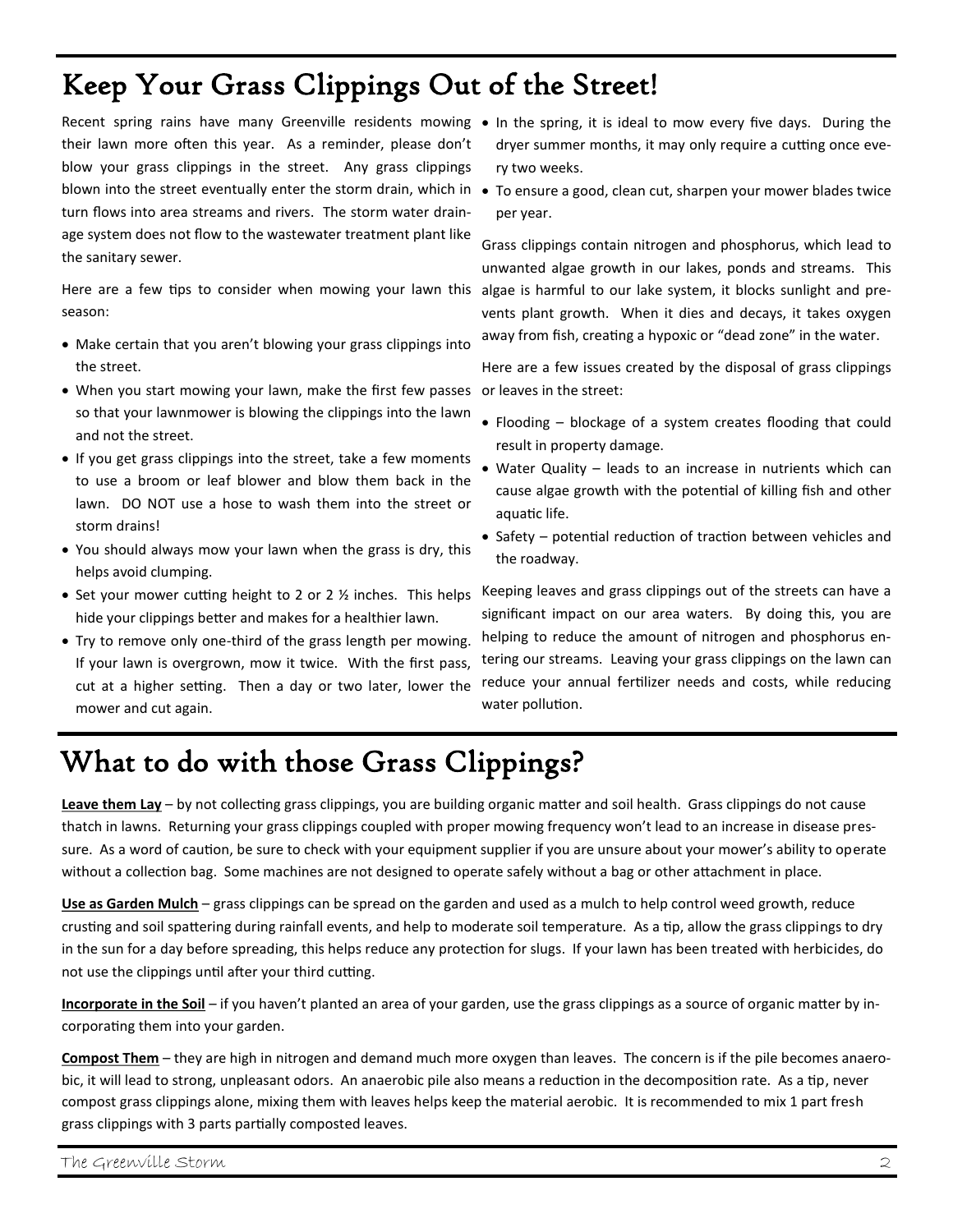## Keep Your Grass Clippings Out of the Street!

Recent spring rains have many Greenville residents mowing their lawn more often this year. As a reminder, please don't blow your grass clippings in the street. Any grass clippings blown into the street eventually enter the storm drain, which in turn flows into area streams and rivers. The storm water drainage system does not flow to the wastewater treatment plant like the sanitary sewer.

Here are a few tips to consider when mowing your lawn this season:

- Make certain that you aren't blowing your grass clippings into the street.
- When you start mowing your lawn, make the first few passes so that your lawnmower is blowing the clippings into the lawn and not the street.
- If you get grass clippings into the street, take a few moments to use a broom or leaf blower and blow them back in the lawn. DO NOT use a hose to wash them into the street or storm drains!
- You should always mow your lawn when the grass is dry, this helps avoid clumping.
- Set your mower cutting height to 2 or 2 ½ inches. This helps hide your clippings better and makes for a healthier lawn.
- Try to remove only one-third of the grass length per mowing. If your lawn is overgrown, mow it twice. With the first pass, cut at a higher setting. Then a day or two later, lower the mower and cut again.
- In the spring, it is ideal to mow every five days. During the dryer summer months, it may only require a cutting once every two weeks.
- To ensure a good, clean cut, sharpen your mower blades twice per year.

Grass clippings contain nitrogen and phosphorus, which lead to unwanted algae growth in our lakes, ponds and streams. This algae is harmful to our lake system, it blocks sunlight and prevents plant growth. When it dies and decays, it takes oxygen away from fish, creating a hypoxic or "dead zone" in the water.

Here are a few issues created by the disposal of grass clippings or leaves in the street:

- Flooding – blockage of a system creates flooding that could result in property damage.
- Water Quality – leads to an increase in nutrients which can cause algae growth with the potential of killing fish and other aquatic life.
- Safety – potential reduction of traction between vehicles and the roadway.

Keeping leaves and grass clippings out of the streets can have a significant impact on our area waters. By doing this, you are helping to reduce the amount of nitrogen and phosphorus entering our streams. Leaving your grass clippings on the lawn can reduce your annual fertilizer needs and costs, while reducing water pollution.

## What to do with those Grass Clippings?

**Leave them Lay** – by not collecting grass clippings, you are building organic matter and soil health. Grass clippings do not cause thatch in lawns. Returning your grass clippings coupled with proper mowing frequency won't lead to an increase in disease pressure. As a word of caution, be sure to check with your equipment supplier if you are unsure about your mower's ability to operate without a collection bag. Some machines are not designed to operate safely without a bag or other attachment in place.

**Use as Garden Mulch** – grass clippings can be spread on the garden and used as a mulch to help control weed growth, reduce crusting and soil spattering during rainfall events, and help to moderate soil temperature. As a tip, allow the grass clippings to dry in the sun for a day before spreading, this helps reduce any protection for slugs. If your lawn has been treated with herbicides, do not use the clippings until after your third cutting.

**Incorporate in the Soil** – if you haven't planted an area of your garden, use the grass clippings as a source of organic matter by incorporating them into your garden.

**Compost Them** – they are high in nitrogen and demand much more oxygen than leaves. The concern is if the pile becomes anaerobic, it will lead to strong, unpleasant odors. An anaerobic pile also means a reduction in the decomposition rate. As a tip, never compost grass clippings alone, mixing them with leaves helps keep the material aerobic. It is recommended to mix 1 part fresh grass clippings with 3 parts partially composted leaves.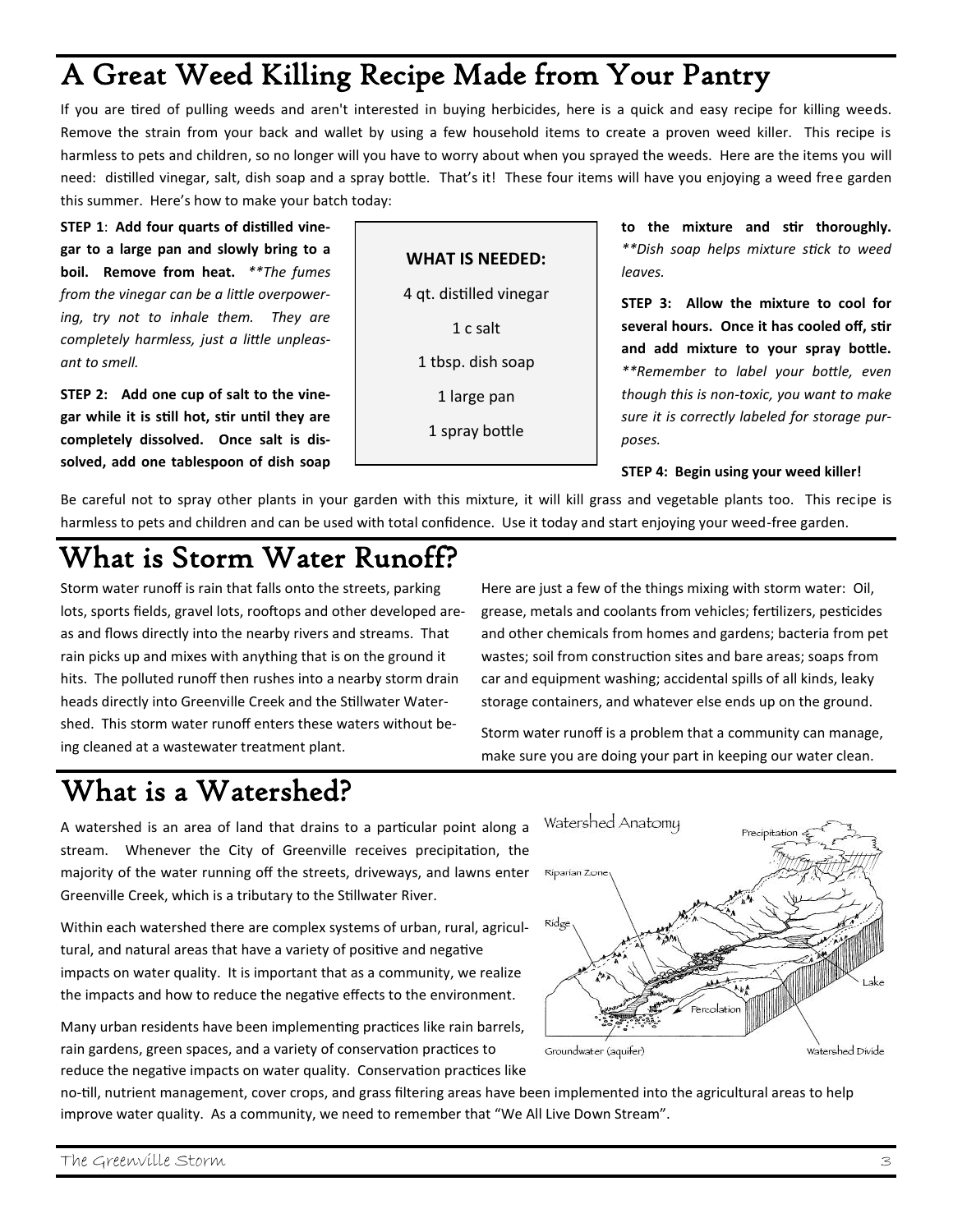# A Great Weed Killing Recipe Made from Your Pantry

If you are tired of pulling weeds and aren't interested in buying herbicides, here is a quick and easy recipe for killing weeds. Remove the strain from your back and wallet by using a few household items to create a proven weed killer. This recipe is harmless to pets and children, so no longer will you have to worry about when you sprayed the weeds. Here are the items you will need: distilled vinegar, salt, dish soap and a spray bottle. That's it! These four items will have you enjoying a weed free garden this summer. Here's how to make your batch today:

**WHAT IS NEEDED:**

4 qt. distilled vinegar

1 c salt

1 tbsp. dish soap

1 large pan

1 spray bottle

**STEP 1**: **Add four quarts of distilled vinegar to a large pan and slowly bring to a boil. Remove from heat.** *\*\*The fumes from the vinegar can be a little overpowering, try not to inhale them. They are completely harmless, just a little unpleasant to smell.*

**STEP 2: Add one cup of salt to the vinegar while it is still hot, stir until they are completely dissolved. Once salt is dissolved, add one tablespoon of dish soap to the mixture and stir thoroughly.** *\*\*Dish soap helps mixture stick to weed leaves.*

**STEP 3: Allow the mixture to cool for several hours. Once it has cooled off, stir and add mixture to your spray bottle.** *\*\*Remember to label your bottle, even though this is non-toxic, you want to make sure it is correctly labeled for storage purposes.*

**STEP 4: Begin using your weed killer!**

Be careful not to spray other plants in your garden with this mixture, it will kill grass and vegetable plants too. This recipe is harmless to pets and children and can be used with total confidence. Use it today and start enjoying your weed-free garden.

# What is Storm Water Runoff?

Storm water runoff is rain that falls onto the streets, parking lots, sports fields, gravel lots, rooftops and other developed areas and flows directly into the nearby rivers and streams. That rain picks up and mixes with anything that is on the ground it hits. The polluted runoff then rushes into a nearby storm drain heads directly into Greenville Creek and the Stillwater Watershed. This storm water runoff enters these waters without being cleaned at a wastewater treatment plant.

Here are just a few of the things mixing with storm water: Oil, grease, metals and coolants from vehicles; fertilizers, pesticides and other chemicals from homes and gardens; bacteria from pet wastes; soil from construction sites and bare areas; soaps from car and equipment washing; accidental spills of all kinds, leaky storage containers, and whatever else ends up on the ground.

Storm water runoff is a problem that a community can manage, make sure you are doing your part in keeping our water clean.

# What is a Watershed?

A watershed is an area of land that drains to a particular point along a stream. Whenever the City of Greenville receives precipitation, the majority of the water running off the streets, driveways, and lawns enter Greenville Creek, which is a tributary to the Stillwater River.

Within each watershed there are complex systems of urban, rural, agricultural, and natural areas that have a variety of positive and negative impacts on water quality. It is important that as a community, we realize the impacts and how to reduce the negative effects to the environment.

Watershed Anatomy

Precipitation

Riparian Zone

Ridge

Lake

Percolation

Groundwater (aquifer)

Watershed Divide

Many urban residents have been implementing practices like rain barrels, rain gardens, green spaces, and a variety of conservation practices to reduce the negative impacts on water quality. Conservation practices like no-till, nutrient management, cover crops, and grass filtering areas have been implemented into the agricultural areas to help improve water quality. As a community, we need to remember that "We All Live Down Stream".